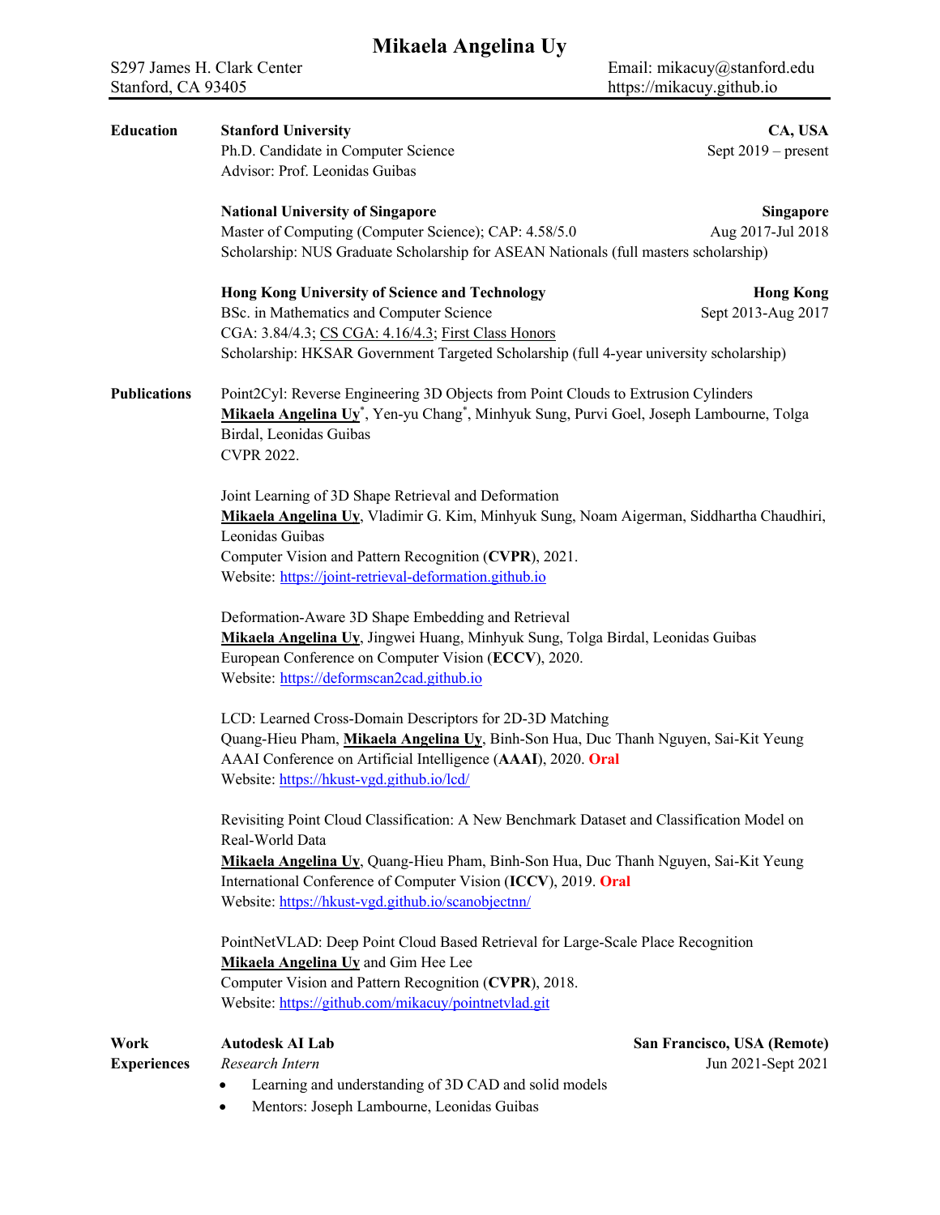# Mikaela Angelina Uy

S297 James H. Clark Center
Stanford, CA 93405

Email: mikacuy@stanford.edu
https://mikacuy.github.io

## Education

**Stanford University** — **CA, USA**
Ph.D. Candidate in Computer Science — Sept 2019 – present
Advisor: Prof. Leonidas Guibas

**National University of Singapore** — **Singapore**
Master of Computing (Computer Science); CAP: 4.58/5.0 — Aug 2017-Jul 2018
Scholarship: NUS Graduate Scholarship for ASEAN Nationals (full masters scholarship)

**Hong Kong University of Science and Technology** — **Hong Kong**
BSc. in Mathematics and Computer Science — Sept 2013-Aug 2017
CGA: 3.84/4.3; CS CGA: 4.16/4.3; First Class Honors
Scholarship: HKSAR Government Targeted Scholarship (full 4-year university scholarship)

## Publications

Point2Cyl: Reverse Engineering 3D Objects from Point Clouds to Extrusion Cylinders
**Mikaela Angelina Uy**[*], Yen-yu Chang[*], Minhyuk Sung, Purvi Goel, Joseph Lambourne, Tolga Birdal, Leonidas Guibas
CVPR 2022.

Joint Learning of 3D Shape Retrieval and Deformation
**Mikaela Angelina Uy**, Vladimir G. Kim, Minhyuk Sung, Noam Aigerman, Siddhartha Chaudhiri, Leonidas Guibas
Computer Vision and Pattern Recognition (**CVPR**), 2021.
Website: https://joint-retrieval-deformation.github.io

Deformation-Aware 3D Shape Embedding and Retrieval
**Mikaela Angelina Uy**, Jingwei Huang, Minhyuk Sung, Tolga Birdal, Leonidas Guibas
European Conference on Computer Vision (**ECCV**), 2020.
Website: https://deformscan2cad.github.io

LCD: Learned Cross-Domain Descriptors for 2D-3D Matching
Quang-Hieu Pham, **Mikaela Angelina Uy**, Binh-Son Hua, Duc Thanh Nguyen, Sai-Kit Yeung
AAAI Conference on Artificial Intelligence (**AAAI**), 2020. **Oral**
Website: https://hkust-vgd.github.io/lcd/

Revisiting Point Cloud Classification: A New Benchmark Dataset and Classification Model on Real-World Data
**Mikaela Angelina Uy**, Quang-Hieu Pham, Binh-Son Hua, Duc Thanh Nguyen, Sai-Kit Yeung
International Conference of Computer Vision (**ICCV**), 2019. **Oral**
Website: https://hkust-vgd.github.io/scanobjectnn/

PointNetVLAD: Deep Point Cloud Based Retrieval for Large-Scale Place Recognition
**Mikaela Angelina Uy** and Gim Hee Lee
Computer Vision and Pattern Recognition (**CVPR**), 2018.
Website: https://github.com/mikacuy/pointnetvlad.git

## Work Experiences

**Autodesk AI Lab** — **San Francisco, USA (Remote)**
*Research Intern* — Jun 2021-Sept 2021

- Learning and understanding of 3D CAD and solid models
- Mentors: Joseph Lambourne, Leonidas Guibas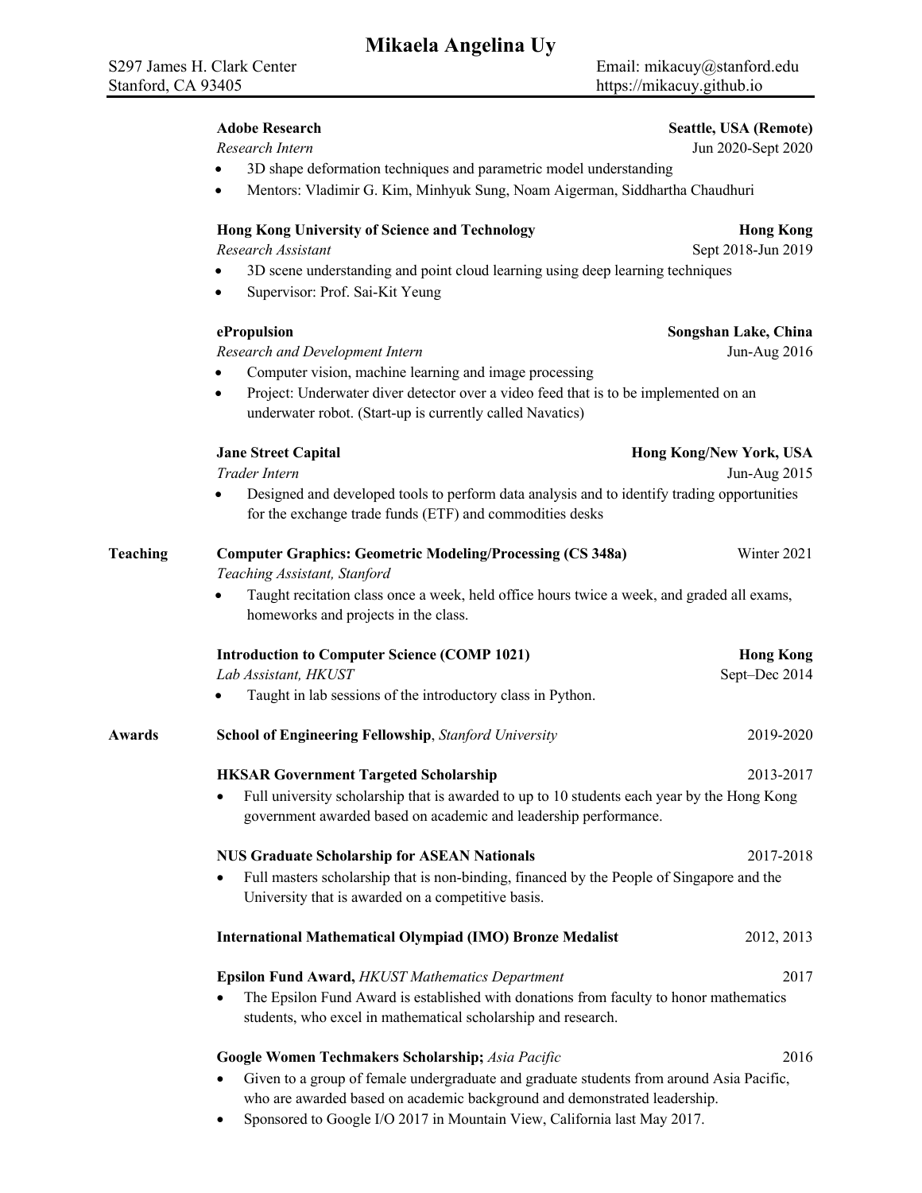# Mikaela Angelina Uy

S297 James H. Clark Center
Stanford, CA 93405

Email: mikacuy@stanford.edu
https://mikacuy.github.io

**Adobe Research** — **Seattle, USA (Remote)**
*Research Intern* — Jun 2020-Sept 2020

- 3D shape deformation techniques and parametric model understanding
- Mentors: Vladimir G. Kim, Minhyuk Sung, Noam Aigerman, Siddhartha Chaudhuri

**Hong Kong University of Science and Technology** — **Hong Kong**
*Research Assistant* — Sept 2018-Jun 2019

- 3D scene understanding and point cloud learning using deep learning techniques
- Supervisor: Prof. Sai-Kit Yeung

**ePropulsion** — **Songshan Lake, China**
*Research and Development Intern* — Jun-Aug 2016

- Computer vision, machine learning and image processing
- Project: Underwater diver detector over a video feed that is to be implemented on an underwater robot. (Start-up is currently called Navatics)

**Jane Street Capital** — **Hong Kong/New York, USA**
*Trader Intern* — Jun-Aug 2015

- Designed and developed tools to perform data analysis and to identify trading opportunities for the exchange trade funds (ETF) and commodities desks

## Teaching

**Computer Graphics: Geometric Modeling/Processing (CS 348a)** — Winter 2021
*Teaching Assistant, Stanford*

- Taught recitation class once a week, held office hours twice a week, and graded all exams, homeworks and projects in the class.

**Introduction to Computer Science (COMP 1021)** — **Hong Kong**
*Lab Assistant, HKUST* — Sept–Dec 2014

- Taught in lab sessions of the introductory class in Python.

## Awards

**School of Engineering Fellowship**, *Stanford University* — 2019-2020

**HKSAR Government Targeted Scholarship** — 2013-2017

- Full university scholarship that is awarded to up to 10 students each year by the Hong Kong government awarded based on academic and leadership performance.

**NUS Graduate Scholarship for ASEAN Nationals** — 2017-2018

- Full masters scholarship that is non-binding, financed by the People of Singapore and the University that is awarded on a competitive basis.

**International Mathematical Olympiad (IMO) Bronze Medalist** — 2012, 2013

**Epsilon Fund Award,** *HKUST Mathematics Department* — 2017

- The Epsilon Fund Award is established with donations from faculty to honor mathematics students, who excel in mathematical scholarship and research.

**Google Women Techmakers Scholarship;** *Asia Pacific* — 2016

- Given to a group of female undergraduate and graduate students from around Asia Pacific, who are awarded based on academic background and demonstrated leadership.
- Sponsored to Google I/O 2017 in Mountain View, California last May 2017.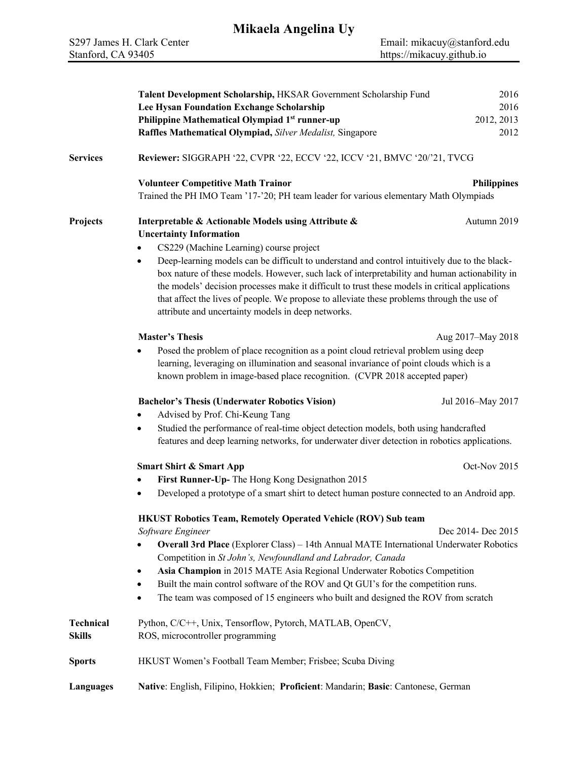# Mikaela Angelina Uy

S297 James H. Clark Center
Stanford, CA 93405

Email: mikacuy@stanford.edu
https://mikacuy.github.io

**Talent Development Scholarship,** HKSAR Government Scholarship Fund — 2016
**Lee Hysan Foundation Exchange Scholarship** — 2016
**Philippine Mathematical Olympiad 1st runner-up** — 2012, 2013
**Raffles Mathematical Olympiad,** *Silver Medalist,* Singapore — 2012

## Services

**Reviewer:** SIGGRAPH '22, CVPR '22, ECCV '22, ICCV '21, BMVC '20/'21, TVCG

**Volunteer Competitive Math Trainor** — **Philippines**
Trained the PH IMO Team '17-'20; PH team leader for various elementary Math Olympiads

## Projects

**Interpretable & Actionable Models using Attribute & Uncertainty Information** — Autumn 2019

- CS229 (Machine Learning) course project
- Deep-learning models can be difficult to understand and control intuitively due to the black-box nature of these models. However, such lack of interpretability and human actionability in the models' decision processes make it difficult to trust these models in critical applications that affect the lives of people. We propose to alleviate these problems through the use of attribute and uncertainty models in deep networks.

**Master's Thesis** — Aug 2017–May 2018

- Posed the problem of place recognition as a point cloud retrieval problem using deep learning, leveraging on illumination and seasonal invariance of point clouds which is a known problem in image-based place recognition. (CVPR 2018 accepted paper)

**Bachelor's Thesis (Underwater Robotics Vision)** — Jul 2016–May 2017

- Advised by Prof. Chi-Keung Tang
- Studied the performance of real-time object detection models, both using handcrafted features and deep learning networks, for underwater diver detection in robotics applications.

**Smart Shirt & Smart App** — Oct-Nov 2015

- **First Runner-Up-** The Hong Kong Designathon 2015
- Developed a prototype of a smart shirt to detect human posture connected to an Android app.

**HKUST Robotics Team, Remotely Operated Vehicle (ROV) Sub team**
*Software Engineer* — Dec 2014- Dec 2015

- **Overall 3rd Place** (Explorer Class) – 14th Annual MATE International Underwater Robotics Competition in *St John's, Newfoundland and Labrador, Canada*
- **Asia Champion** in 2015 MATE Asia Regional Underwater Robotics Competition
- Built the main control software of the ROV and Qt GUI's for the competition runs.
- The team was composed of 15 engineers who built and designed the ROV from scratch

## Technical Skills

Python, C/C++, Unix, Tensorflow, Pytorch, MATLAB, OpenCV, ROS, microcontroller programming

## Sports

HKUST Women's Football Team Member; Frisbee; Scuba Diving

## Languages

**Native**: English, Filipino, Hokkien; **Proficient**: Mandarin; **Basic**: Cantonese, German